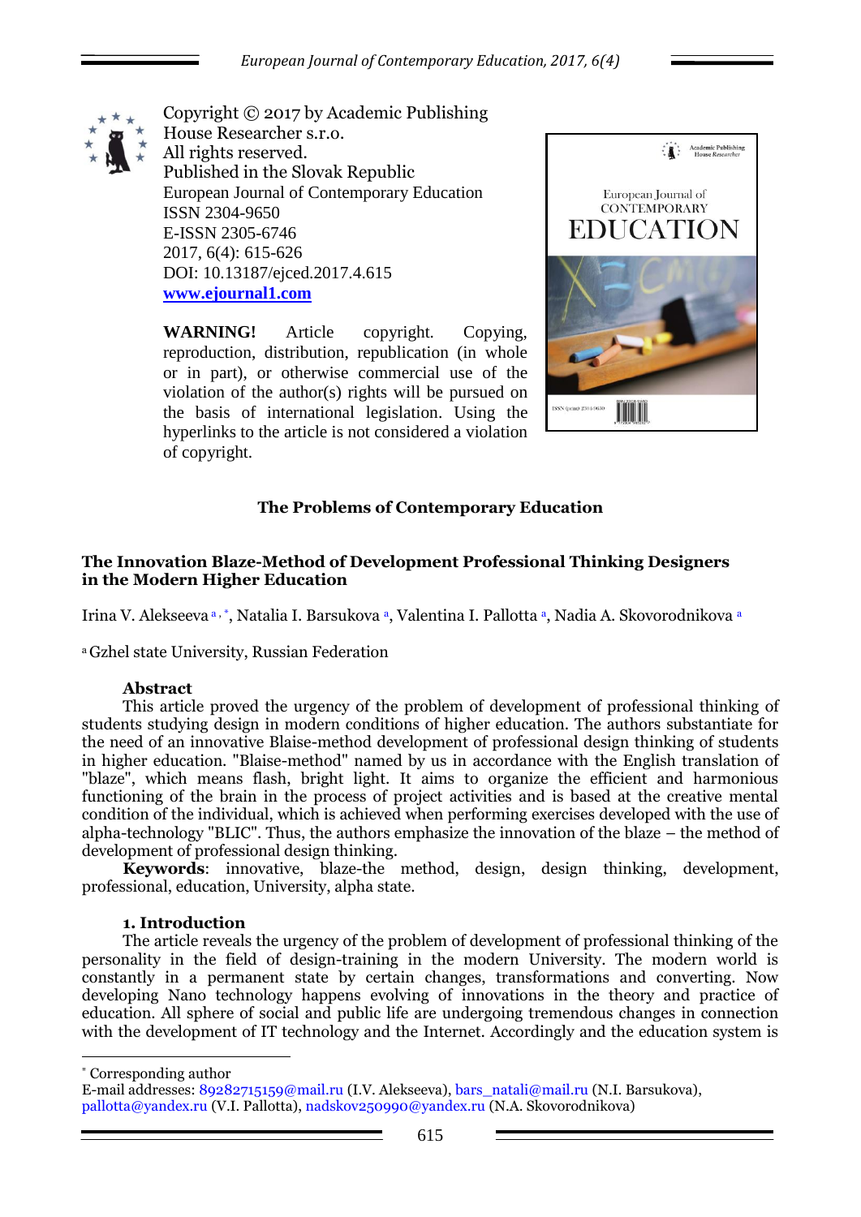Copyright © 2017 by Academic Publishing House Researcher s.r.o.
All rights reserved.
Published in the Slovak Republic
European Journal of Contemporary Education
ISSN 2304-9650
E-ISSN 2305-6746
2017, 6(4): 615-626
DOI: 10.13187/ejced.2017.4.615
**www.ejournal1.com**

**WARNING!** Article copyright. Copying, reproduction, distribution, republication (in whole or in part), or otherwise commercial use of the violation of the author(s) rights will be pursued on the basis of international legislation. Using the hyperlinks to the article is not considered a violation of copyright.

## The Problems of Contemporary Education

# The Innovation Blaze-Method of Development Professional Thinking Designers in the Modern Higher Education

Irina V. Alekseeva [a,*], Natalia I. Barsukova [a], Valentina I. Pallotta [a], Nadia A. Skovorodnikova [a]

[a] Gzhel state University, Russian Federation

### Abstract

This article proved the urgency of the problem of development of professional thinking of students studying design in modern conditions of higher education. The authors substantiate for the need of an innovative Blaise-method development of professional design thinking of students in higher education. "Blaise-method" named by us in accordance with the English translation of "blaze", which means flash, bright light. It aims to organize the efficient and harmonious functioning of the brain in the process of project activities and is based at the creative mental condition of the individual, which is achieved when performing exercises developed with the use of alpha-technology "BLIC". Thus, the authors emphasize the innovation of the blaze – the method of development of professional design thinking.

**Keywords**: innovative, blaze-the method, design, design thinking, development, professional, education, University, alpha state.

### 1. Introduction

The article reveals the urgency of the problem of development of professional thinking of the personality in the field of design-training in the modern University. The modern world is constantly in a permanent state by certain changes, transformations and converting. Now developing Nano technology happens evolving of innovations in the theory and practice of education. All sphere of social and public life are undergoing tremendous changes in connection with the development of IT technology and the Internet. Accordingly and the education system is

---

\* Corresponding author
E-mail addresses: 89282715159@mail.ru (I.V. Alekseeva), bars_natali@mail.ru (N.I. Barsukova), pallotta@yandex.ru (V.I. Pallotta), nadskov250990@yandex.ru (N.A. Skovorodnikova)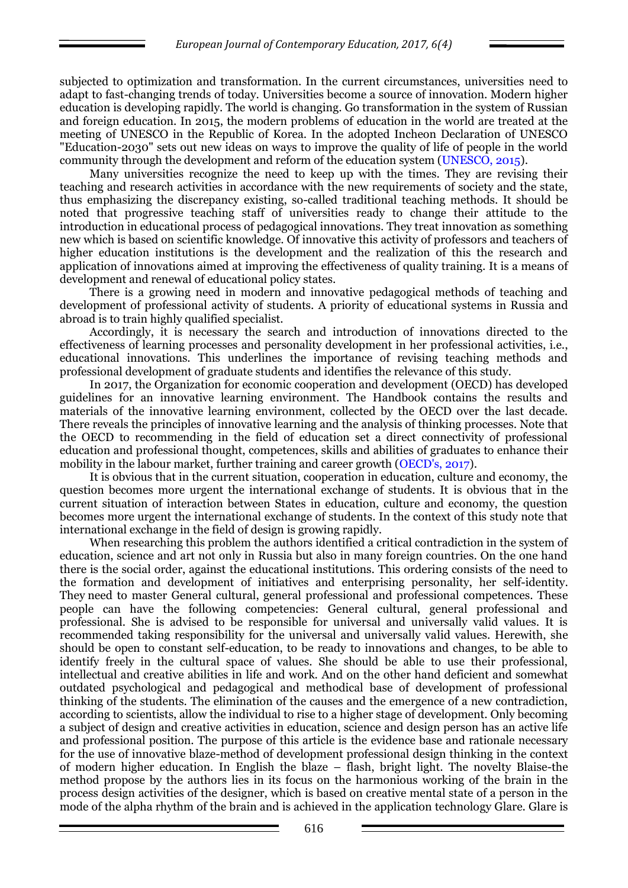subjected to optimization and transformation. In the current circumstances, universities need to adapt to fast-changing trends of today. Universities become a source of innovation. Modern higher education is developing rapidly. The world is changing. Go transformation in the system of Russian and foreign education. In 2015, the modern problems of education in the world are treated at the meeting of UNESCO in the Republic of Korea. In the adopted Incheon Declaration of UNESCO "Education-2030" sets out new ideas on ways to improve the quality of life of people in the world community through the development and reform of the education system (UNESCO, 2015).

Many universities recognize the need to keep up with the times. They are revising their teaching and research activities in accordance with the new requirements of society and the state, thus emphasizing the discrepancy existing, so-called traditional teaching methods. It should be noted that progressive teaching staff of universities ready to change their attitude to the introduction in educational process of pedagogical innovations. They treat innovation as something new which is based on scientific knowledge. Of innovative this activity of professors and teachers of higher education institutions is the development and the realization of this the research and application of innovations aimed at improving the effectiveness of quality training. It is a means of development and renewal of educational policy states.

There is a growing need in modern and innovative pedagogical methods of teaching and development of professional activity of students. A priority of educational systems in Russia and abroad is to train highly qualified specialist.

Accordingly, it is necessary the search and introduction of innovations directed to the effectiveness of learning processes and personality development in her professional activities, i.e., educational innovations. This underlines the importance of revising teaching methods and professional development of graduate students and identifies the relevance of this study.

In 2017, the Organization for economic cooperation and development (OECD) has developed guidelines for an innovative learning environment. The Handbook contains the results and materials of the innovative learning environment, collected by the OECD over the last decade. There reveals the principles of innovative learning and the analysis of thinking processes. Note that the OECD to recommending in the field of education set a direct connectivity of professional education and professional thought, competences, skills and abilities of graduates to enhance their mobility in the labour market, further training and career growth (OECD's, 2017).

It is obvious that in the current situation, cooperation in education, culture and economy, the question becomes more urgent the international exchange of students. It is obvious that in the current situation of interaction between States in education, culture and economy, the question becomes more urgent the international exchange of students. In the context of this study note that international exchange in the field of design is growing rapidly.

When researching this problem the authors identified a critical contradiction in the system of education, science and art not only in Russia but also in many foreign countries. On the one hand there is the social order, against the educational institutions. This ordering consists of the need to the formation and development of initiatives and enterprising personality, her self-identity. They need to master General cultural, general professional and professional competences. These people can have the following competencies: General cultural, general professional and professional. She is advised to be responsible for universal and universally valid values. It is recommended taking responsibility for the universal and universally valid values. Herewith, she should be open to constant self-education, to be ready to innovations and changes, to be able to identify freely in the cultural space of values. She should be able to use their professional, intellectual and creative abilities in life and work. And on the other hand deficient and somewhat outdated psychological and pedagogical and methodical base of development of professional thinking of the students. The elimination of the causes and the emergence of a new contradiction, according to scientists, allow the individual to rise to a higher stage of development. Only becoming a subject of design and creative activities in education, science and design person has an active life and professional position. The purpose of this article is the evidence base and rationale necessary for the use of innovative blaze-method of development professional design thinking in the context of modern higher education. In English the blaze – flash, bright light. The novelty Blaise-the method propose by the authors lies in its focus on the harmonious working of the brain in the process design activities of the designer, which is based on creative mental state of a person in the mode of the alpha rhythm of the brain and is achieved in the application technology Glare. Glare is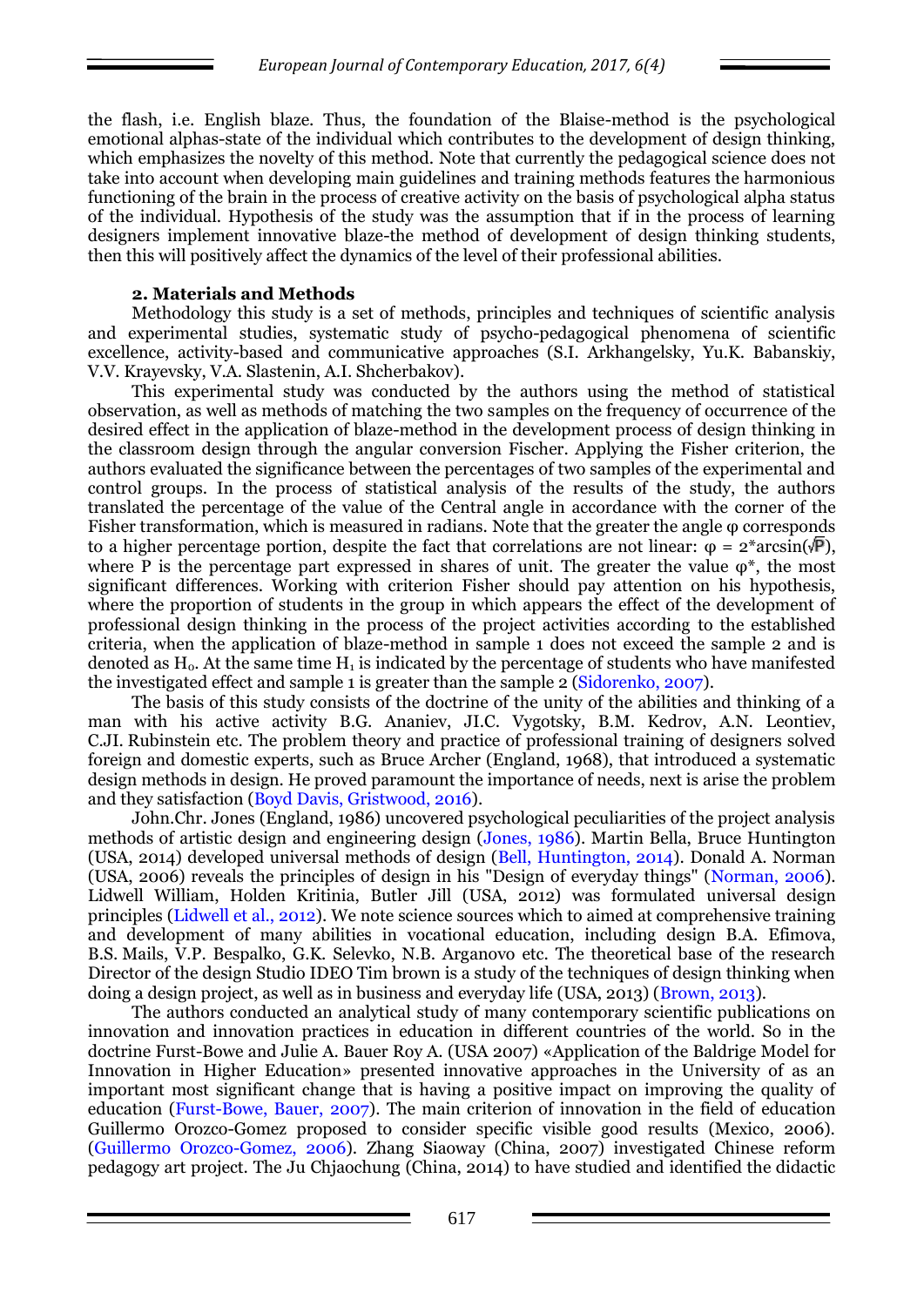the flash, i.e. English blaze. Thus, the foundation of the Blaise-method is the psychological emotional alphas-state of the individual which contributes to the development of design thinking, which emphasizes the novelty of this method. Note that currently the pedagogical science does not take into account when developing main guidelines and training methods features the harmonious functioning of the brain in the process of creative activity on the basis of psychological alpha status of the individual. Hypothesis of the study was the assumption that if in the process of learning designers implement innovative blaze-the method of development of design thinking students, then this will positively affect the dynamics of the level of their professional abilities.

### 2. Materials and Methods

Methodology this study is a set of methods, principles and techniques of scientific analysis and experimental studies, systematic study of psycho-pedagogical phenomena of scientific excellence, activity-based and communicative approaches (S.I. Arkhangelsky, Yu.K. Babanskiy, V.V. Krayevsky, V.A. Slastenin, A.I. Shcherbakov).

This experimental study was conducted by the authors using the method of statistical observation, as well as methods of matching the two samples on the frequency of occurrence of the desired effect in the application of blaze-method in the development process of design thinking in the classroom design through the angular conversion Fischer. Applying the Fisher criterion, the authors evaluated the significance between the percentages of two samples of the experimental and control groups. In the process of statistical analysis of the results of the study, the authors translated the percentage of the value of the Central angle in accordance with the corner of the Fisher transformation, which is measured in radians. Note that the greater the angle φ corresponds to a higher percentage portion, despite the fact that correlations are not linear: $\varphi = 2^{*}\arcsin(\sqrt{P})$, where P is the percentage part expressed in shares of unit. The greater the value φ*, the most significant differences. Working with criterion Fisher should pay attention on his hypothesis, where the proportion of students in the group in which appears the effect of the development of professional design thinking in the process of the project activities according to the established criteria, when the application of blaze-method in sample 1 does not exceed the sample 2 and is denoted as $H_0$. At the same time $H_1$ is indicated by the percentage of students who have manifested the investigated effect and sample 1 is greater than the sample 2 (Sidorenko, 2007).

The basis of this study consists of the doctrine of the unity of the abilities and thinking of a man with his active activity B.G. Ananiev, JI.C. Vygotsky, B.M. Kedrov, A.N. Leontiev, C.JI. Rubinstein etc. The problem theory and practice of professional training of designers solved foreign and domestic experts, such as Bruce Archer (England, 1968), that introduced a systematic design methods in design. He proved paramount the importance of needs, next is arise the problem and they satisfaction (Boyd Davis, Gristwood, 2016).

John.Chr. Jones (England, 1986) uncovered psychological peculiarities of the project analysis methods of artistic design and engineering design (Jones, 1986). Martin Bella, Bruce Huntington (USA, 2014) developed universal methods of design (Bell, Huntington, 2014). Donald A. Norman (USA, 2006) reveals the principles of design in his "Design of everyday things" (Norman, 2006). Lidwell William, Holden Kritinia, Butler Jill (USA, 2012) was formulated universal design principles (Lidwell et al., 2012). We note science sources which to aimed at comprehensive training and development of many abilities in vocational education, including design B.A. Efimova, B.S. Mails, V.P. Bespalko, G.K. Selevko, N.B. Arganovo etc. The theoretical base of the research Director of the design Studio IDEO Tim brown is a study of the techniques of design thinking when doing a design project, as well as in business and everyday life (USA, 2013) (Brown, 2013).

The authors conducted an analytical study of many contemporary scientific publications on innovation and innovation practices in education in different countries of the world. So in the doctrine Furst-Bowe and Julie A. Bauer Roy A. (USA 2007) «Application of the Baldrige Model for Innovation in Higher Education» presented innovative approaches in the University of as an important most significant change that is having a positive impact on improving the quality of education (Furst-Bowe, Bauer, 2007). The main criterion of innovation in the field of education Guillermo Orozco-Gomez proposed to consider specific visible good results (Mexico, 2006). (Guillermo Orozco-Gomez, 2006). Zhang Siaoway (China, 2007) investigated Chinese reform pedagogy art project. The Ju Chjaochung (China, 2014) to have studied and identified the didactic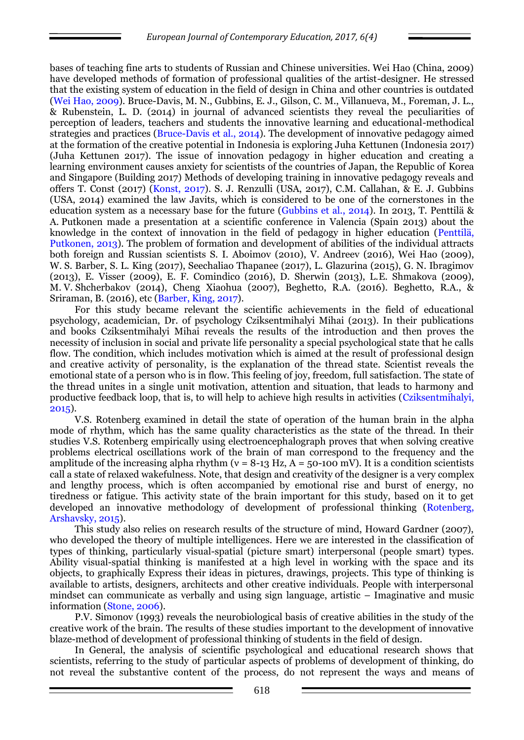bases of teaching fine arts to students of Russian and Chinese universities. Wei Hao (China, 2009) have developed methods of formation of professional qualities of the artist-designer. He stressed that the existing system of education in the field of design in China and other countries is outdated (Wei Hao, 2009). Bruce-Davis, M. N., Gubbins, E. J., Gilson, C. M., Villanueva, M., Foreman, J. L., & Rubenstein, L. D. (2014) in journal of advanced scientists they reveal the peculiarities of perception of leaders, teachers and students the innovative learning and educational-methodical strategies and practices (Bruce-Davis et al., 2014). The development of innovative pedagogy aimed at the formation of the creative potential in Indonesia is exploring Juha Kettunen (Indonesia 2017) (Juha Kettunen 2017). The issue of innovation pedagogy in higher education and creating a learning environment causes anxiety for scientists of the countries of Japan, the Republic of Korea and Singapore (Building 2017) Methods of developing training in innovative pedagogy reveals and offers T. Const (2017) (Konst, 2017). S. J. Renzulli (USA, 2017), C.M. Callahan, & E. J. Gubbins (USA, 2014) examined the law Javits, which is considered to be one of the cornerstones in the education system as a necessary base for the future (Gubbins et al., 2014). In 2013, T. Penttilä & A. Putkonen made a presentation at a scientific conference in Valencia (Spain 2013) about the knowledge in the context of innovation in the field of pedagogy in higher education (Penttilä, Putkonen, 2013). The problem of formation and development of abilities of the individual attracts both foreign and Russian scientists S. I. Aboimov (2010), V. Andreev (2016), Wei Hao (2009), W. S. Barber, S. L. King (2017), Seechaliao Thapanee (2017), L. Glazurina (2015), G. N. Ibragimov (2013), E. Visser (2009), E. F. Comindico (2016), D. Sherwin (2013), L.E. Shmakova (2009), M. V. Shcherbakov (2014), Cheng Xiaohua (2007), Beghetto, R.A. (2016). Beghetto, R.A., & Sriraman, B. (2016), etc (Barber, King, 2017).

For this study became relevant the scientific achievements in the field of educational psychology, academician, Dr. of psychology Cziksentmihalyi Mihai (2013). In their publications and books Cziksentmihalyi Mihai reveals the results of the introduction and then proves the necessity of inclusion in social and private life personality a special psychological state that he calls flow. The condition, which includes motivation which is aimed at the result of professional design and creative activity of personality, is the explanation of the thread state. Scientist reveals the emotional state of a person who is in flow. This feeling of joy, freedom, full satisfaction. The state of the thread unites in a single unit motivation, attention and situation, that leads to harmony and productive feedback loop, that is, to will help to achieve high results in activities (Cziksentmihalyi, 2015).

V.S. Rotenberg examined in detail the state of operation of the human brain in the alpha mode of rhythm, which has the same quality characteristics as the state of the thread. In their studies V.S. Rotenberg empirically using electroencephalograph proves that when solving creative problems electrical oscillations work of the brain of man correspond to the frequency and the amplitude of the increasing alpha rhythm ($\nu$ = 8-13 Hz, A = 50-100 mV). It is a condition scientists call a state of relaxed wakefulness. Note, that design and creativity of the designer is a very complex and lengthy process, which is often accompanied by emotional rise and burst of energy, no tiredness or fatigue. This activity state of the brain important for this study, based on it to get developed an innovative methodology of development of professional thinking (Rotenberg, Arshavsky, 2015).

This study also relies on research results of the structure of mind, Howard Gardner (2007), who developed the theory of multiple intelligences. Here we are interested in the classification of types of thinking, particularly visual-spatial (picture smart) interpersonal (people smart) types. Ability visual-spatial thinking is manifested at a high level in working with the space and its objects, to graphically Express their ideas in pictures, drawings, projects. This type of thinking is available to artists, designers, architects and other creative individuals. People with interpersonal mindset can communicate as verbally and using sign language, artistic – Imaginative and music information (Stone, 2006).

P.V. Simonov (1993) reveals the neurobiological basis of creative abilities in the study of the creative work of the brain. The results of these studies important to the development of innovative blaze-method of development of professional thinking of students in the field of design.

In General, the analysis of scientific psychological and educational research shows that scientists, referring to the study of particular aspects of problems of development of thinking, do not reveal the substantive content of the process, do not represent the ways and means of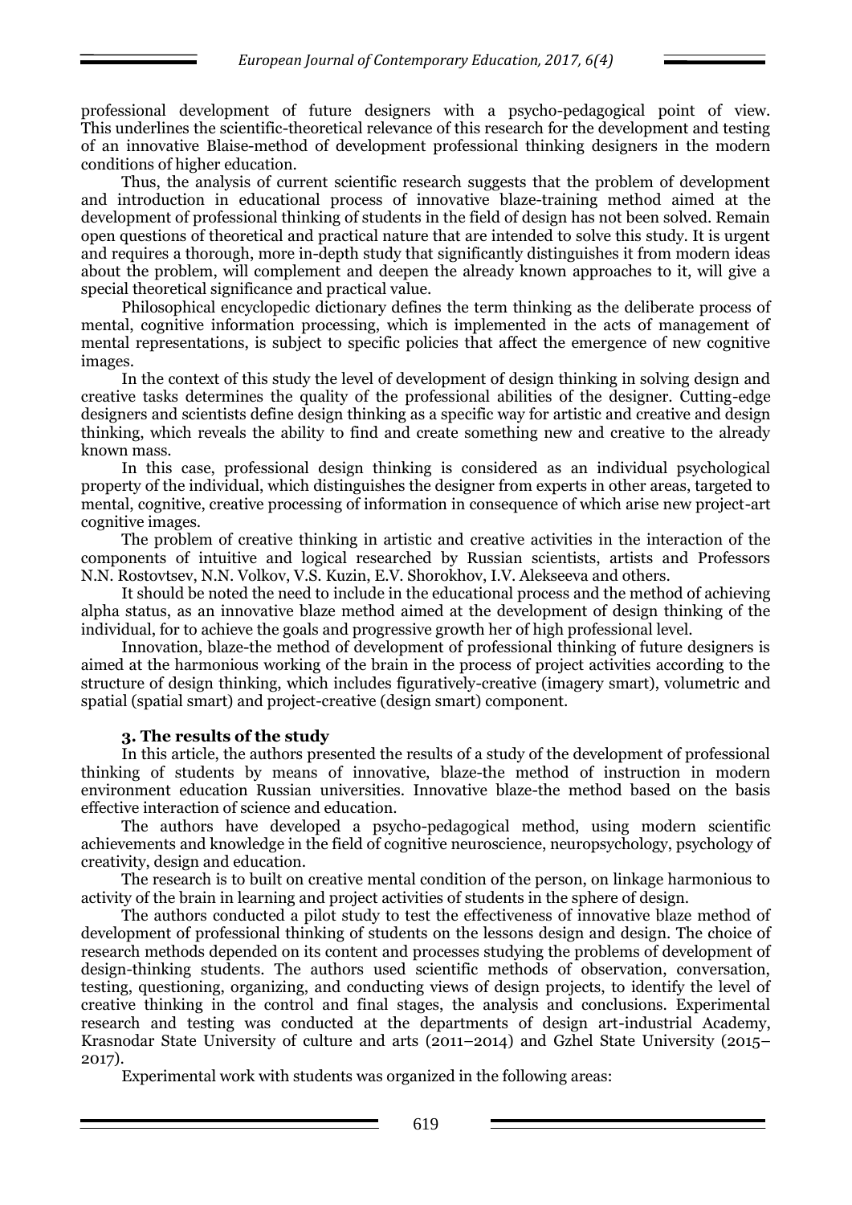professional development of future designers with a psycho-pedagogical point of view. This underlines the scientific-theoretical relevance of this research for the development and testing of an innovative Blaise-method of development professional thinking designers in the modern conditions of higher education.

Thus, the analysis of current scientific research suggests that the problem of development and introduction in educational process of innovative blaze-training method aimed at the development of professional thinking of students in the field of design has not been solved. Remain open questions of theoretical and practical nature that are intended to solve this study. It is urgent and requires a thorough, more in-depth study that significantly distinguishes it from modern ideas about the problem, will complement and deepen the already known approaches to it, will give a special theoretical significance and practical value.

Philosophical encyclopedic dictionary defines the term thinking as the deliberate process of mental, cognitive information processing, which is implemented in the acts of management of mental representations, is subject to specific policies that affect the emergence of new cognitive images.

In the context of this study the level of development of design thinking in solving design and creative tasks determines the quality of the professional abilities of the designer. Cutting-edge designers and scientists define design thinking as a specific way for artistic and creative and design thinking, which reveals the ability to find and create something new and creative to the already known mass.

In this case, professional design thinking is considered as an individual psychological property of the individual, which distinguishes the designer from experts in other areas, targeted to mental, cognitive, creative processing of information in consequence of which arise new project-art cognitive images.

The problem of creative thinking in artistic and creative activities in the interaction of the components of intuitive and logical researched by Russian scientists, artists and Professors N.N. Rostovtsev, N.N. Volkov, V.S. Kuzin, E.V. Shorokhov, I.V. Alekseeva and others.

It should be noted the need to include in the educational process and the method of achieving alpha status, as an innovative blaze method aimed at the development of design thinking of the individual, for to achieve the goals and progressive growth her of high professional level.

Innovation, blaze-the method of development of professional thinking of future designers is aimed at the harmonious working of the brain in the process of project activities according to the structure of design thinking, which includes figuratively-creative (imagery smart), volumetric and spatial (spatial smart) and project-creative (design smart) component.

### 3. The results of the study

In this article, the authors presented the results of a study of the development of professional thinking of students by means of innovative, blaze-the method of instruction in modern environment education Russian universities. Innovative blaze-the method based on the basis effective interaction of science and education.

The authors have developed a psycho-pedagogical method, using modern scientific achievements and knowledge in the field of cognitive neuroscience, neuropsychology, psychology of creativity, design and education.

The research is to built on creative mental condition of the person, on linkage harmonious to activity of the brain in learning and project activities of students in the sphere of design.

The authors conducted a pilot study to test the effectiveness of innovative blaze method of development of professional thinking of students on the lessons design and design. The choice of research methods depended on its content and processes studying the problems of development of design-thinking students. The authors used scientific methods of observation, conversation, testing, questioning, organizing, and conducting views of design projects, to identify the level of creative thinking in the control and final stages, the analysis and conclusions. Experimental research and testing was conducted at the departments of design art-industrial Academy, Krasnodar State University of culture and arts (2011–2014) and Gzhel State University (2015–2017).

Experimental work with students was organized in the following areas: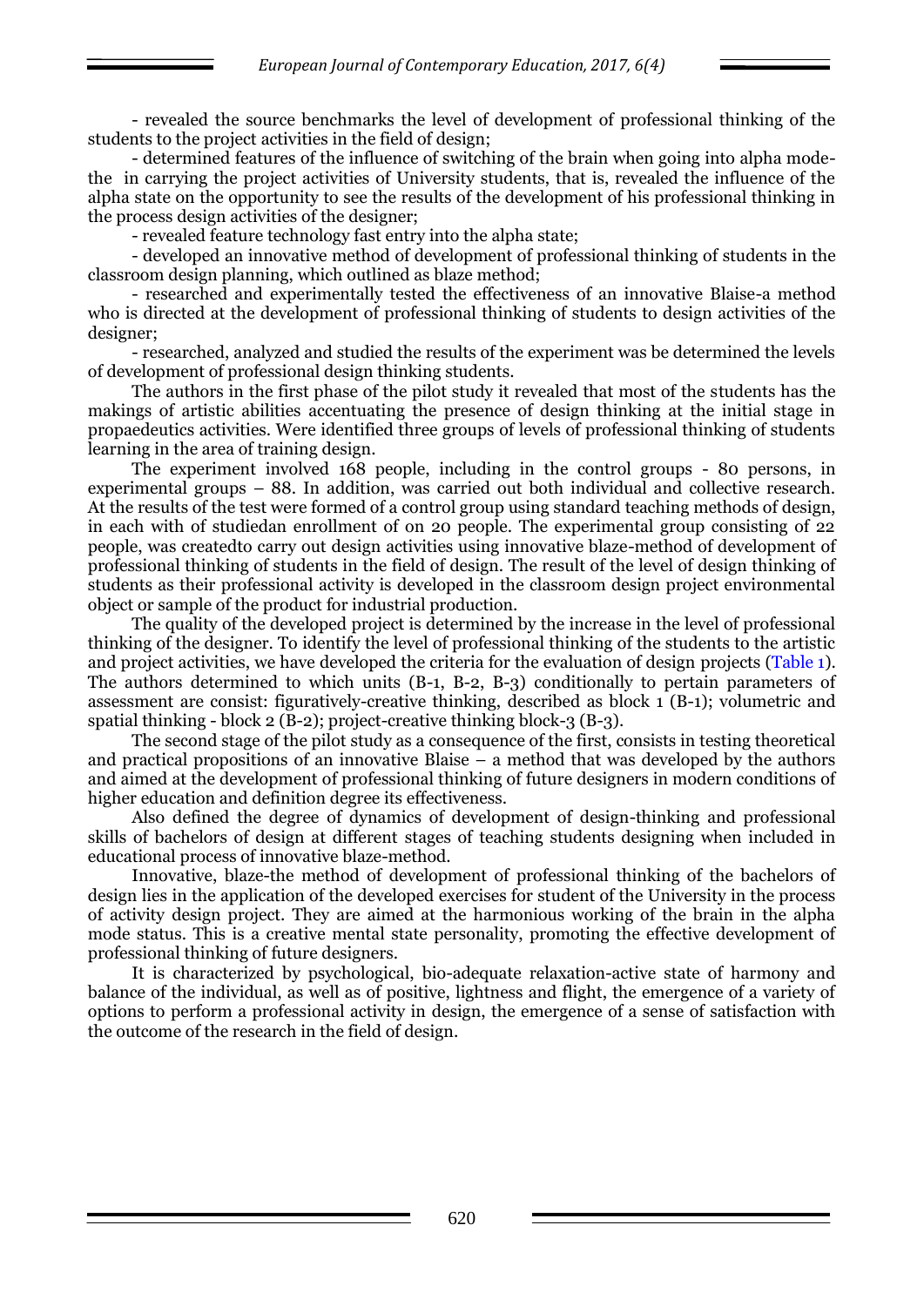- revealed the source benchmarks the level of development of professional thinking of the students to the project activities in the field of design;

- determined features of the influence of switching of the brain when going into alpha mode-the in carrying the project activities of University students, that is, revealed the influence of the alpha state on the opportunity to see the results of the development of his professional thinking in the process design activities of the designer;

- revealed feature technology fast entry into the alpha state;

- developed an innovative method of development of professional thinking of students in the classroom design planning, which outlined as blaze method;

- researched and experimentally tested the effectiveness of an innovative Blaise-a method who is directed at the development of professional thinking of students to design activities of the designer;

- researched, analyzed and studied the results of the experiment was be determined the levels of development of professional design thinking students.

The authors in the first phase of the pilot study it revealed that most of the students has the makings of artistic abilities accentuating the presence of design thinking at the initial stage in propaedeutics activities. Were identified three groups of levels of professional thinking of students learning in the area of training design.

The experiment involved 168 people, including in the control groups - 80 persons, in experimental groups – 88. In addition, was carried out both individual and collective research. At the results of the test were formed of a control group using standard teaching methods of design, in each with of studiedan enrollment of on 20 people. The experimental group consisting of 22 people, was createdto carry out design activities using innovative blaze-method of development of professional thinking of students in the field of design. The result of the level of design thinking of students as their professional activity is developed in the classroom design project environmental object or sample of the product for industrial production.

The quality of the developed project is determined by the increase in the level of professional thinking of the designer. To identify the level of professional thinking of the students to the artistic and project activities, we have developed the criteria for the evaluation of design projects (Table 1). The authors determined to which units (B-1, B-2, B-3) conditionally to pertain parameters of assessment are consist: figuratively-creative thinking, described as block 1 (B-1); volumetric and spatial thinking - block 2 (B-2); project-creative thinking block-3 (B-3).

The second stage of the pilot study as a consequence of the first, consists in testing theoretical and practical propositions of an innovative Blaise – a method that was developed by the authors and aimed at the development of professional thinking of future designers in modern conditions of higher education and definition degree its effectiveness.

Also defined the degree of dynamics of development of design-thinking and professional skills of bachelors of design at different stages of teaching students designing when included in educational process of innovative blaze-method.

Innovative, blaze-the method of development of professional thinking of the bachelors of design lies in the application of the developed exercises for student of the University in the process of activity design project. They are aimed at the harmonious working of the brain in the alpha mode status. This is a creative mental state personality, promoting the effective development of professional thinking of future designers.

It is characterized by psychological, bio-adequate relaxation-active state of harmony and balance of the individual, as well as of positive, lightness and flight, the emergence of a variety of options to perform a professional activity in design, the emergence of a sense of satisfaction with the outcome of the research in the field of design.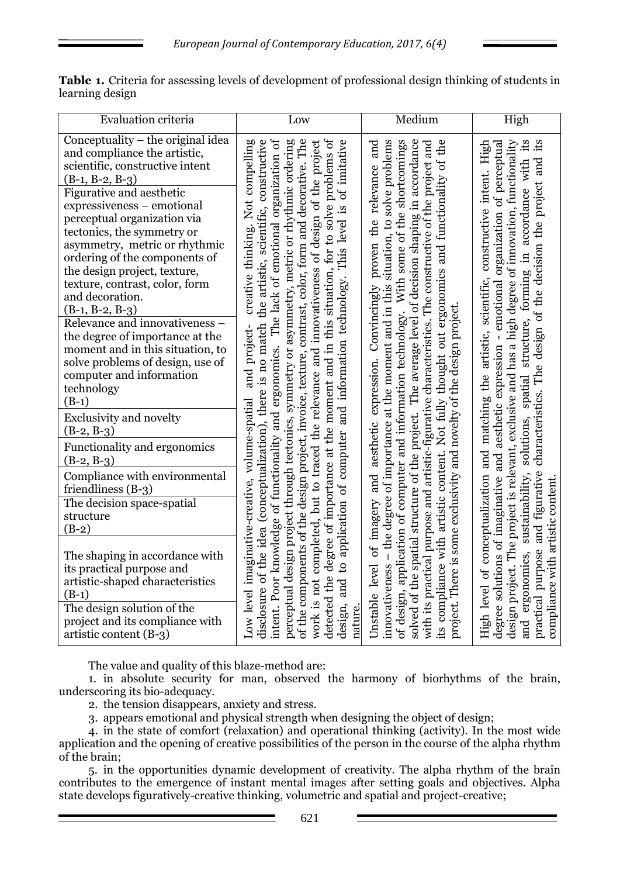**Table 1.** Criteria for assessing levels of development of professional design thinking of students in learning design

| Evaluation criteria | Low | Medium | High |
|---|---|---|---|
| Conceptuality – the original idea and compliance the artistic, scientific, constructive intent (B-1, B-2, B-3) | Low level imaginative-creative, volume-spatial and project- creative thinking. Not compelling disclosure of the idea (conceptualization), there is no match the artistic, scientific, constructive intent. Poor knowledge of functionality and ergonomics. The lack of emotional organization of perceptual design project through tectonics, symmetry or asymmetry, metric or rhythmic ordering of the components of the design project, invoice, texture, contrast, color, form and decorative. The work is not completed, but to traced the relevance and innovativeness of design of the project detected the degree of importance at the moment and in this situation, for to solve problems of design, and to application of computer and information technology. This level is of imitative nature. | Unstable level of imagery and aesthetic expression. Convincingly proven the relevance and innovativeness – the degree of importance at the moment and in this situation, to solve problems of design, application of computer and information technology. With some of the shortcomings solved of the spatial structure of the project. The average level of decision shaping in accordance with its practical purpose and artistic-figurative characteristics. The constructive of the project and its compliance with artistic content. Not fully thought out ergonomics and functionality of the project. There is some exclusivity and novelty of the design project. | High level of conceptualization and matching the artistic, scientific, constructive intent. High degree solutions of imaginative and aesthetic expression - emotional organization of perceptual design project. The project is relevant, exclusive and has a high degree of innovation, functionality and ergonomics, sustainability, solutions, spatial structure, forming in accordance with its practical purpose and figurative characteristics. The design of the decision the project and its compliance with artistic content. |
| Figurative and aesthetic expressiveness – emotional perceptual organization via tectonics, the symmetry or asymmetry, metric or rhythmic ordering of the components of the design project, texture, texture, contrast, color, form and decoration. (B-1, B-2, B-3) | | | |
| Relevance and innovativeness – the degree of importance at the moment and in this situation, to solve problems of design, use of computer and information technology (B-1) | | | |
| Exclusivity and novelty (B-2, B-3) | | | |
| Functionality and ergonomics (B-2, B-3) | | | |
| Compliance with environmental friendliness (B-3) | | | |
| The decision space-spatial structure (B-2) | | | |
| The shaping in accordance with its practical purpose and artistic-shaped characteristics (B-1) | | | |
| The design solution of the project and its compliance with artistic content (B-3) | | | |

The value and quality of this blaze-method are:

1. in absolute security for man, observed the harmony of biorhythms of the brain, underscoring its bio-adequacy.
2. the tension disappears, anxiety and stress.
3. appears emotional and physical strength when designing the object of design;
4. in the state of comfort (relaxation) and operational thinking (activity). In the most wide application and the opening of creative possibilities of the person in the course of the alpha rhythm of the brain;
5. in the opportunities dynamic development of creativity. The alpha rhythm of the brain contributes to the emergence of instant mental images after setting goals and objectives. Alpha state develops figuratively-creative thinking, volumetric and spatial and project-creative;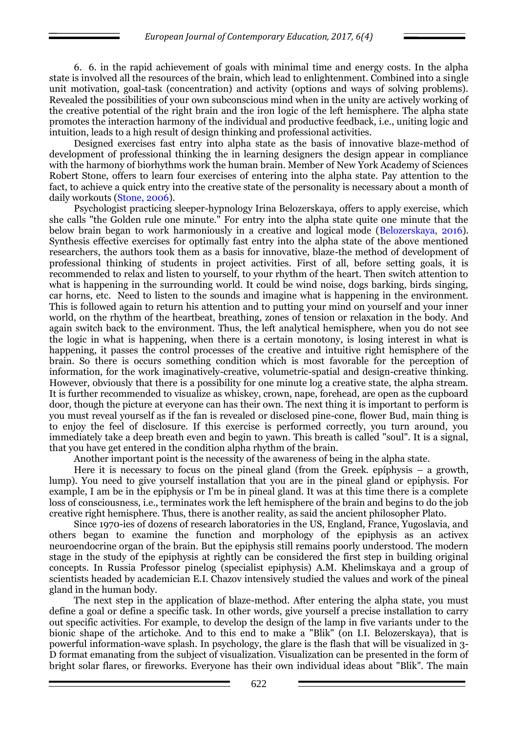6. 6. in the rapid achievement of goals with minimal time and energy costs. In the alpha state is involved all the resources of the brain, which lead to enlightenment. Combined into a single unit motivation, goal-task (concentration) and activity (options and ways of solving problems). Revealed the possibilities of your own subconscious mind when in the unity are actively working of the creative potential of the right brain and the iron logic of the left hemisphere. The alpha state promotes the interaction harmony of the individual and productive feedback, i.e., uniting logic and intuition, leads to a high result of design thinking and professional activities.

Designed exercises fast entry into alpha state as the basis of innovative blaze-method of development of professional thinking the in learning designers the design appear in compliance with the harmony of biorhythms work the human brain. Member of New York Academy of Sciences Robert Stone, offers to learn four exercises of entering into the alpha state. Pay attention to the fact, to achieve a quick entry into the creative state of the personality is necessary about a month of daily workouts (Stone, 2006).

Psychologist practicing sleeper-hypnology Irina Belozerskaya, offers to apply exercise, which she calls "the Golden rule one minute." For entry into the alpha state quite one minute that the below brain began to work harmoniously in a creative and logical mode (Belozerskaya, 2016). Synthesis effective exercises for optimally fast entry into the alpha state of the above mentioned researchers, the authors took them as a basis for innovative, blaze-the method of development of professional thinking of students in project activities. First of all, before setting goals, it is recommended to relax and listen to yourself, to your rhythm of the heart. Then switch attention to what is happening in the surrounding world. It could be wind noise, dogs barking, birds singing, car horns, etc. Need to listen to the sounds and imagine what is happening in the environment. This is followed again to return his attention and to putting your mind on yourself and your inner world, on the rhythm of the heartbeat, breathing, zones of tension or relaxation in the body. And again switch back to the environment. Thus, the left analytical hemisphere, when you do not see the logic in what is happening, when there is a certain monotony, is losing interest in what is happening, it passes the control processes of the creative and intuitive right hemisphere of the brain. So there is occurs something condition which is most favorable for the perception of information, for the work imaginatively-creative, volumetric-spatial and design-creative thinking. However, obviously that there is a possibility for one minute log a creative state, the alpha stream. It is further recommended to visualize as whiskey, crown, nape, forehead, are open as the cupboard door, though the picture at everyone can has their own. The next thing it is important to perform is you must reveal yourself as if the fan is revealed or disclosed pine-cone, flower Bud, main thing is to enjoy the feel of disclosure. If this exercise is performed correctly, you turn around, you immediately take a deep breath even and begin to yawn. This breath is called "soul". It is a signal, that you have get entered in the condition alpha rhythm of the brain.

Another important point is the necessity of the awareness of being in the alpha state.

Here it is necessary to focus on the pineal gland (from the Greek. epíphysis – a growth, lump). You need to give yourself installation that you are in the pineal gland or epiphysis. For example, I am be in the epiphysis or I'm be in pineal gland. It was at this time there is a complete loss of consciousness, i.e., terminates work the left hemisphere of the brain and begins to do the job creative right hemisphere. Thus, there is another reality, as said the ancient philosopher Plato.

Since 1970-ies of dozens of research laboratories in the US, England, France, Yugoslavia, and others began to examine the function and morphology of the epiphysis as an activex neuroendocrine organ of the brain. But the epiphysis still remains poorly understood. The modern stage in the study of the epiphysis at rightly can be considered the first step in building original concepts. In Russia Professor pinelog (specialist epiphysis) A.M. Khelimskaya and a group of scientists headed by academician E.I. Chazov intensively studied the values and work of the pineal gland in the human body.

The next step in the application of blaze-method. After entering the alpha state, you must define a goal or define a specific task. In other words, give yourself a precise installation to carry out specific activities. For example, to develop the design of the lamp in five variants under to the bionic shape of the artichoke. And to this end to make a "Blik" (on I.I. Belozerskaya), that is powerful information-wave splash. In psychology, the glare is the flash that will be visualized in 3-D format emanating from the subject of visualization. Visualization can be presented in the form of bright solar flares, or fireworks. Everyone has their own individual ideas about "Blik". The main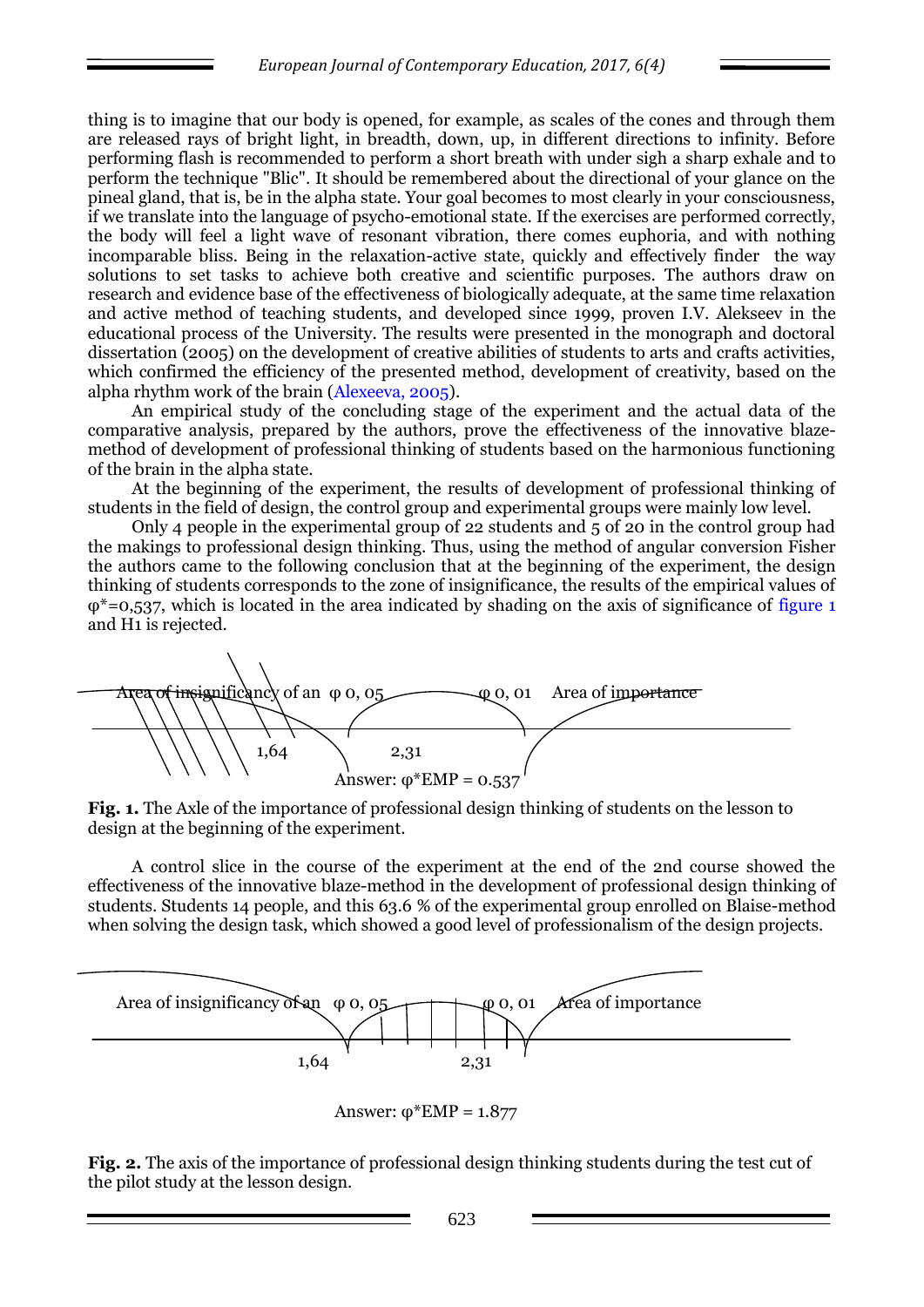thing is to imagine that our body is opened, for example, as scales of the cones and through them are released rays of bright light, in breadth, down, up, in different directions to infinity. Before performing flash is recommended to perform a short breath with under sigh a sharp exhale and to perform the technique "Blic". It should be remembered about the directional of your glance on the pineal gland, that is, be in the alpha state. Your goal becomes to most clearly in your consciousness, if we translate into the language of psycho-emotional state. If the exercises are performed correctly, the body will feel a light wave of resonant vibration, there comes euphoria, and with nothing incomparable bliss. Being in the relaxation-active state, quickly and effectively finder the way solutions to set tasks to achieve both creative and scientific purposes. The authors draw on research and evidence base of the effectiveness of biologically adequate, at the same time relaxation and active method of teaching students, and developed since 1999, proven I.V. Alekseev in the educational process of the University. The results were presented in the monograph and doctoral dissertation (2005) on the development of creative abilities of students to arts and crafts activities, which confirmed the efficiency of the presented method, development of creativity, based on the alpha rhythm work of the brain (Alexeeva, 2005).

An empirical study of the concluding stage of the experiment and the actual data of the comparative analysis, prepared by the authors, prove the effectiveness of the innovative blaze-method of development of professional thinking of students based on the harmonious functioning of the brain in the alpha state.

At the beginning of the experiment, the results of development of professional thinking of students in the field of design, the control group and experimental groups were mainly low level.

Only 4 people in the experimental group of 22 students and 5 of 20 in the control group had the makings to professional design thinking. Thus, using the method of angular conversion Fisher the authors came to the following conclusion that at the beginning of the experiment, the design thinking of students corresponds to the zone of insignificance, the results of the empirical values of $\varphi^*=0{,}537$, which is located in the area indicated by shading on the axis of significance of figure 1 and H1 is rejected.

Area of insignificancy of an $\varphi$ 0, 05 — $\varphi$ 0, 01 — Area of importance

1,64 — 2,31

Answer: $\varphi^*EMP = 0.537$

**Fig. 1.** The Axle of the importance of professional design thinking of students on the lesson to design at the beginning of the experiment.

A control slice in the course of the experiment at the end of the 2nd course showed the effectiveness of the innovative blaze-method in the development of professional design thinking of students. Students 14 people, and this 63.6 % of the experimental group enrolled on Blaise-method when solving the design task, which showed a good level of professionalism of the design projects.

Area of insignificancy of an $\varphi$ 0, 05 — $\varphi$ 0, 01 — Area of importance

1,64 — 2,31

Answer: $\varphi^*EMP = 1.877$

**Fig. 2.** The axis of the importance of professional design thinking students during the test cut of the pilot study at the lesson design.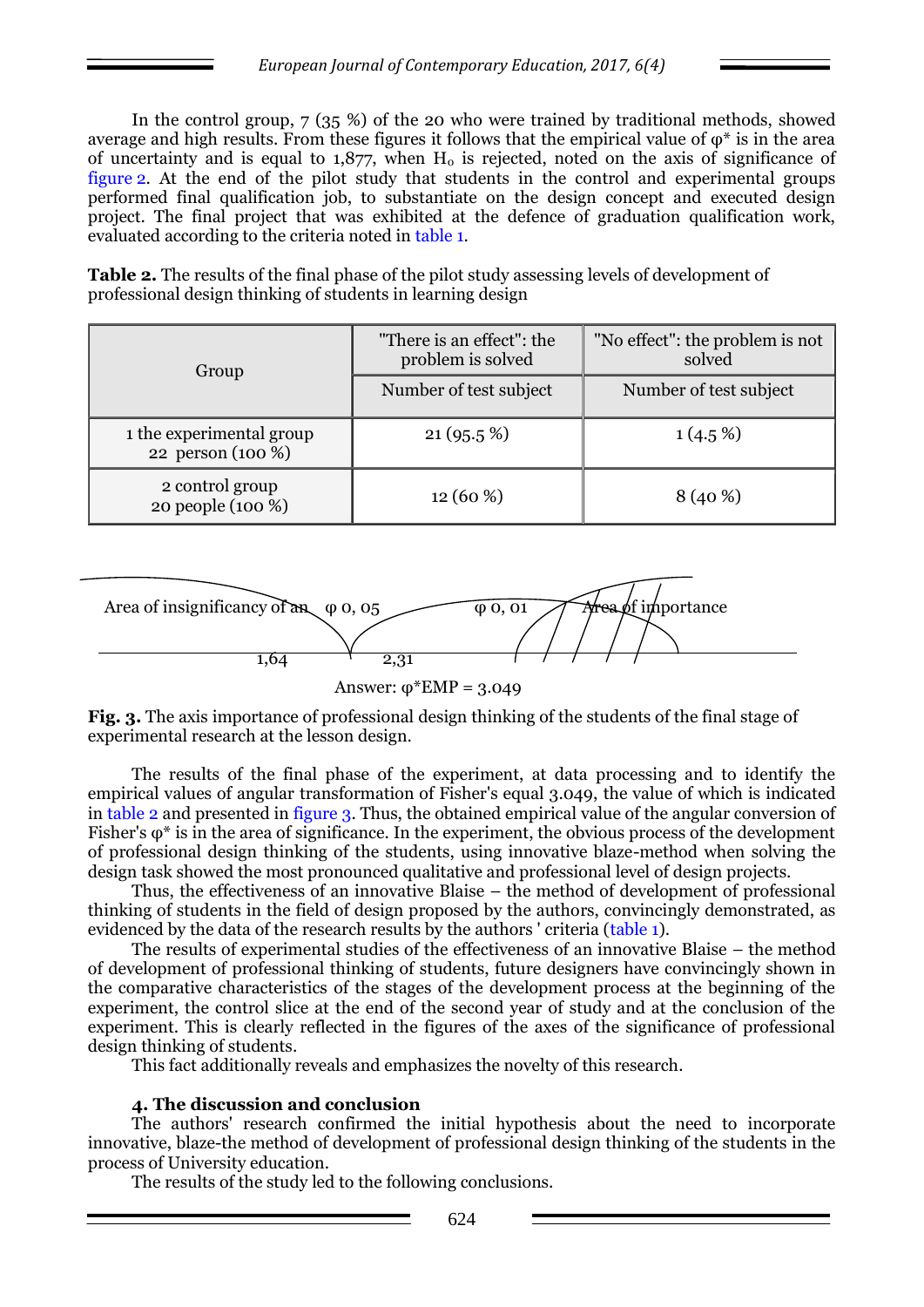In the control group, 7 (35 %) of the 20 who were trained by traditional methods, showed average and high results. From these figures it follows that the empirical value of φ* is in the area of uncertainty and is equal to 1,877, when $H_0$ is rejected, noted on the axis of significance of figure 2. At the end of the pilot study that students in the control and experimental groups performed final qualification job, to substantiate on the design concept and executed design project. The final project that was exhibited at the defence of graduation qualification work, evaluated according to the criteria noted in table 1.

**Table 2.** The results of the final phase of the pilot study assessing levels of development of professional design thinking of students in learning design

| Group | "There is an effect": the problem is solved | "No effect": the problem is not solved |
|---|---|---|
| | Number of test subject | Number of test subject |
| 1 the experimental group 22 person (100 %) | 21 (95.5 %) | 1 (4.5 %) |
| 2 control group 20 people (100 %) | 12 (60 %) | 8 (40 %) |

Area of insignificancy of an φ 0, 05 φ 0, 01 Area of importance

1,64 2,31

Answer: φ*EMP = 3.049

**Fig. 3.** The axis importance of professional design thinking of the students of the final stage of experimental research at the lesson design.

The results of the final phase of the experiment, at data processing and to identify the empirical values of angular transformation of Fisher's equal 3.049, the value of which is indicated in table 2 and presented in figure 3. Thus, the obtained empirical value of the angular conversion of Fisher's φ* is in the area of significance. In the experiment, the obvious process of the development of professional design thinking of the students, using innovative blaze-method when solving the design task showed the most pronounced qualitative and professional level of design projects.

Thus, the effectiveness of an innovative Blaise – the method of development of professional thinking of students in the field of design proposed by the authors, convincingly demonstrated, as evidenced by the data of the research results by the authors ' criteria (table 1).

The results of experimental studies of the effectiveness of an innovative Blaise – the method of development of professional thinking of students, future designers have convincingly shown in the comparative characteristics of the stages of the development process at the beginning of the experiment, the control slice at the end of the second year of study and at the conclusion of the experiment. This is clearly reflected in the figures of the axes of the significance of professional design thinking of students.

This fact additionally reveals and emphasizes the novelty of this research.

## 4. The discussion and conclusion

The authors' research confirmed the initial hypothesis about the need to incorporate innovative, blaze-the method of development of professional design thinking of the students in the process of University education.

The results of the study led to the following conclusions.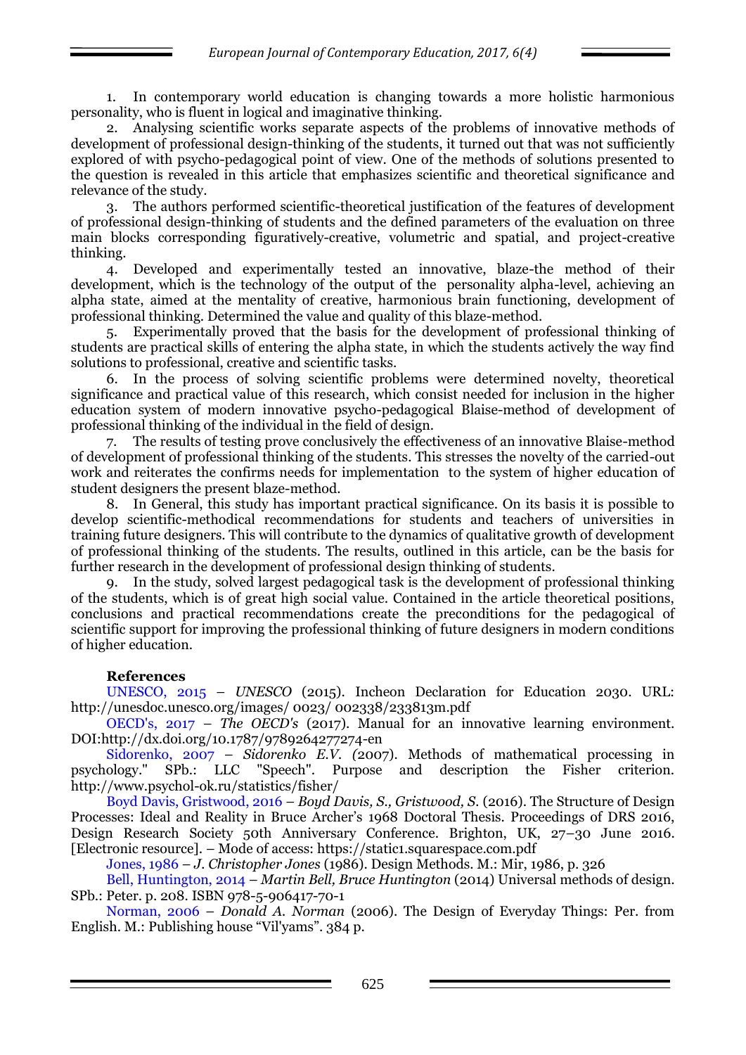1. In contemporary world education is changing towards a more holistic harmonious personality, who is fluent in logical and imaginative thinking.
2. Analysing scientific works separate aspects of the problems of innovative methods of development of professional design-thinking of the students, it turned out that was not sufficiently explored of with psycho-pedagogical point of view. One of the methods of solutions presented to the question is revealed in this article that emphasizes scientific and theoretical significance and relevance of the study.
3. The authors performed scientific-theoretical justification of the features of development of professional design-thinking of students and the defined parameters of the evaluation on three main blocks corresponding figuratively-creative, volumetric and spatial, and project-creative thinking.
4. Developed and experimentally tested an innovative, blaze-the method of their development, which is the technology of the output of the personality alpha-level, achieving an alpha state, aimed at the mentality of creative, harmonious brain functioning, development of professional thinking. Determined the value and quality of this blaze-method.
5. Experimentally proved that the basis for the development of professional thinking of students are practical skills of entering the alpha state, in which the students actively the way find solutions to professional, creative and scientific tasks.
6. In the process of solving scientific problems were determined novelty, theoretical significance and practical value of this research, which consist needed for inclusion in the higher education system of modern innovative psycho-pedagogical Blaise-method of development of professional thinking of the individual in the field of design.
7. The results of testing prove conclusively the effectiveness of an innovative Blaise-method of development of professional thinking of the students. This stresses the novelty of the carried-out work and reiterates the confirms needs for implementation to the system of higher education of student designers the present blaze-method.
8. In General, this study has important practical significance. On its basis it is possible to develop scientific-methodical recommendations for students and teachers of universities in training future designers. This will contribute to the dynamics of qualitative growth of development of professional thinking of the students. The results, outlined in this article, can be the basis for further research in the development of professional design thinking of students.
9. In the study, solved largest pedagogical task is the development of professional thinking of the students, which is of great high social value. Contained in the article theoretical positions, conclusions and practical recommendations create the preconditions for the pedagogical of scientific support for improving the professional thinking of future designers in modern conditions of higher education.

### References

UNESCO, 2015 – *UNESCO* (2015). Incheon Declaration for Education 2030. URL: http://unesdoc.unesco.org/images/ 0023/ 002338/233813m.pdf

OECD's, 2017 – *The OECD's* (2017). Manual for an innovative learning environment. DOI:http://dx.doi.org/10.1787/9789264277274-en

Sidorenko, 2007 – *Sidorenko E.V. (*2007). Methods of mathematical processing in psychology." SPb.: LLC "Speech". Purpose and description the Fisher criterion. http://www.psychol-ok.ru/statistics/fisher/

Boyd Davis, Gristwood, 2016 – *Boyd Davis, S., Gristwood, S.* (2016). The Structure of Design Processes: Ideal and Reality in Bruce Archer's 1968 Doctoral Thesis. Proceedings of DRS 2016, Design Research Society 50th Anniversary Conference. Brighton, UK, 27–30 June 2016. [Electronic resource]. – Mode of access: https://static1.squarespace.com.pdf

Jones, 1986 – *J. Christopher Jones* (1986). Design Methods. M.: Mir, 1986, p. 326

Bell, Huntington, 2014 – *Martin Bell, Bruce Huntington* (2014) Universal methods of design. SPb.: Peter. p. 208. ISBN 978-5-906417-70-1

Norman, 2006 – *Donald A. Norman* (2006). The Design of Everyday Things: Per. from English. M.: Publishing house "Vil'yams". 384 p.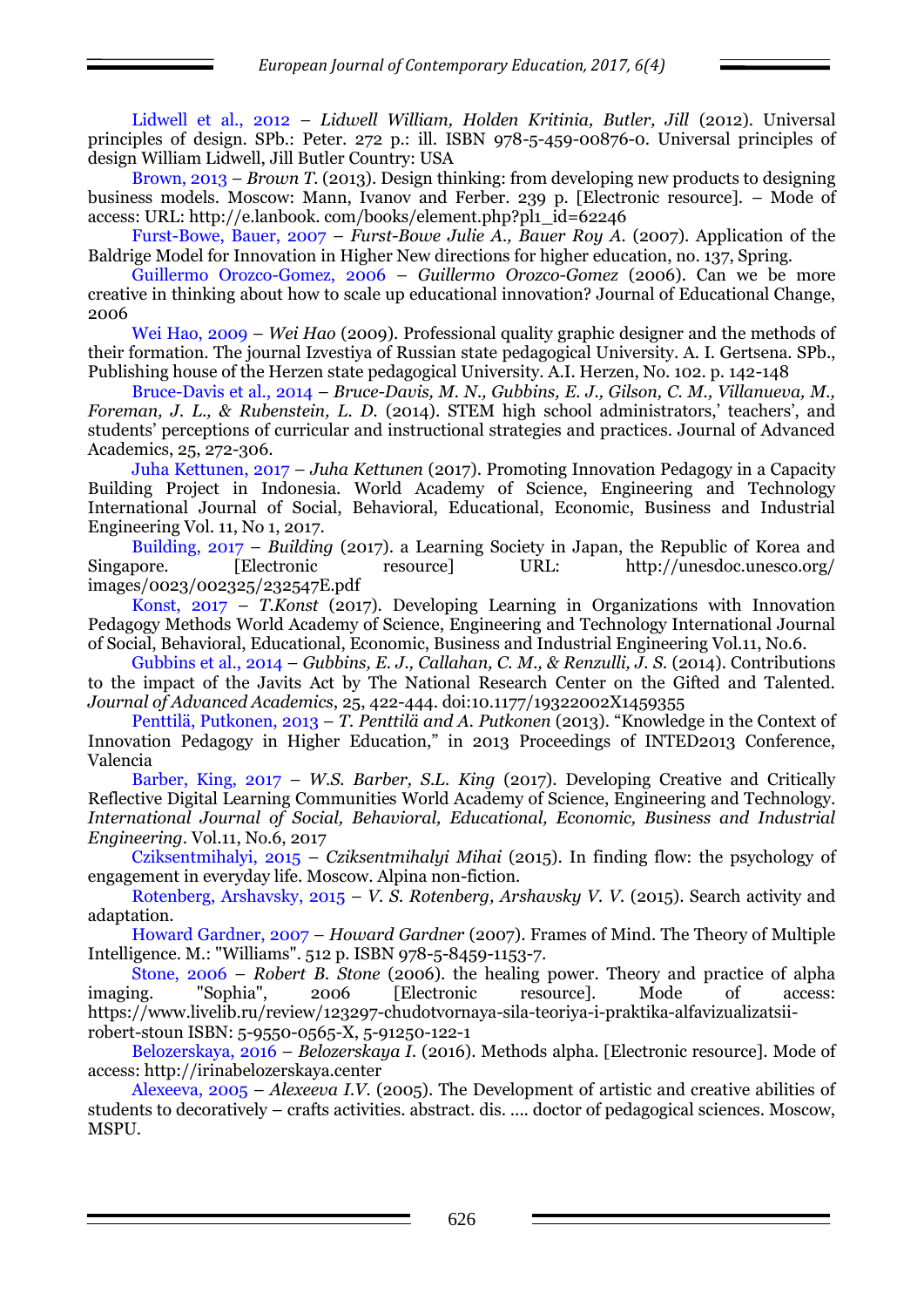Lidwell et al., 2012 – *Lidwell William, Holden Kritinia, Butler, Jill* (2012). Universal principles of design. SPb.: Peter. 272 p.: ill. ISBN 978-5-459-00876-0. Universal principles of design William Lidwell, Jill Butler Country: USA

Brown, 2013 – *Brown T.* (2013). Design thinking: from developing new products to designing business models. Moscow: Mann, Ivanov and Ferber. 239 p. [Electronic resource]. – Mode of access: URL: http://e.lanbook. com/books/element.php?pl1_id=62246

Furst-Bowe, Bauer, 2007 – *Furst-Bowe Julie A., Bauer Roy A.* (2007). Application of the Baldrige Model for Innovation in Higher New directions for higher education, no. 137, Spring.

Guillermo Orozco-Gomez, 2006 – *Guillermo Orozco-Gomez* (2006). Can we be more creative in thinking about how to scale up educational innovation? Journal of Educational Change, 2006

Wei Hao, 2009 – *Wei Hao* (2009). Professional quality graphic designer and the methods of their formation. The journal Izvestiya of Russian state pedagogical University. A. I. Gertsena. SPb., Publishing house of the Herzen state pedagogical University. A.I. Herzen, No. 102. p. 142-148

Bruce-Davis et al., 2014 – *Bruce-Davis, M. N., Gubbins, E. J., Gilson, C. M., Villanueva, M., Foreman, J. L., & Rubenstein, L. D.* (2014). STEM high school administrators,' teachers', and students' perceptions of curricular and instructional strategies and practices. Journal of Advanced Academics, 25, 272-306.

Juha Kettunen, 2017 – *Juha Kettunen* (2017). Promoting Innovation Pedagogy in a Capacity Building Project in Indonesia. World Academy of Science, Engineering and Technology International Journal of Social, Behavioral, Educational, Economic, Business and Industrial Engineering Vol. 11, No 1, 2017.

Building, 2017 – *Building* (2017). a Learning Society in Japan, the Republic of Korea and Singapore. [Electronic resource] URL: http://unesdoc.unesco.org/ images/0023/002325/232547E.pdf

Konst, 2017 – *T.Konst* (2017). Developing Learning in Organizations with Innovation Pedagogy Methods World Academy of Science, Engineering and Technology International Journal of Social, Behavioral, Educational, Economic, Business and Industrial Engineering Vol.11, No.6.

Gubbins et al., 2014 – *Gubbins, E. J., Callahan, C. M., & Renzulli, J. S.* (2014). Contributions to the impact of the Javits Act by The National Research Center on the Gifted and Talented. *Journal of Advanced Academics*, 25, 422-444. doi:10.1177/19322002X1459355

Penttilä, Putkonen, 2013 – *T. Penttilä and A. Putkonen* (2013). "Knowledge in the Context of Innovation Pedagogy in Higher Education," in 2013 Proceedings of INTED2013 Conference, Valencia

Barber, King, 2017 – *W.S. Barber, S.L. King* (2017). Developing Creative and Critically Reflective Digital Learning Communities World Academy of Science, Engineering and Technology. *International Journal of Social, Behavioral, Educational, Economic, Business and Industrial Engineering*. Vol.11, No.6, 2017

Cziksentmihalyi, 2015 – *Cziksentmihalyi Mihai* (2015). In finding flow: the psychology of engagement in everyday life. Moscow. Alpina non-fiction.

Rotenberg, Arshavsky, 2015 – *V. S. Rotenberg, Arshavsky V. V.* (2015). Search activity and adaptation.

Howard Gardner, 2007 – *Howard Gardner* (2007). Frames of Mind. The Theory of Multiple Intelligence. M.: "Williams". 512 p. ISBN 978-5-8459-1153-7.

Stone, 2006 – *Robert B. Stone* (2006). the healing power. Theory and practice of alpha imaging. "Sophia", 2006 [Electronic resource]. Mode of access: https://www.livelib.ru/review/123297-chudotvornaya-sila-teoriya-i-praktika-alfavizualizatsii-robert-stoun ISBN: 5-9550-0565-X, 5-91250-122-1

Belozerskaya, 2016 – *Belozerskaya I.* (2016). Methods alpha. [Electronic resource]. Mode of access: http://irinabelozerskaya.center

Alexeeva, 2005 – *Alexeeva I.V.* (2005). The Development of artistic and creative abilities of students to decoratively – crafts activities. abstract. dis. .... doctor of pedagogical sciences. Moscow, MSPU.